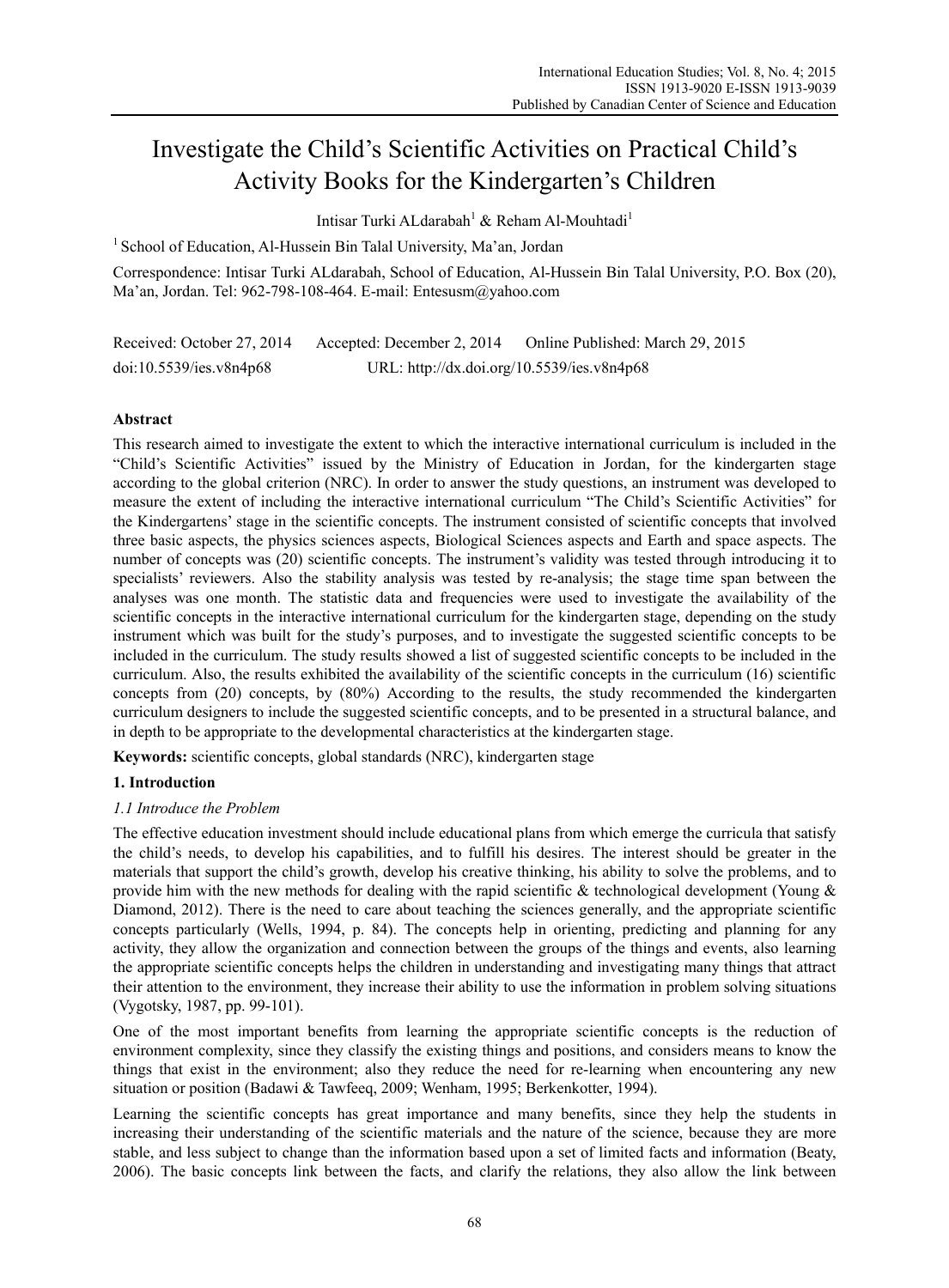# Investigate the Child's Scientific Activities on Practical Child's Activity Books for the Kindergarten's Children

Intisar Turki ALdarabah[1] & Reham Al-Mouhtadi[1]

[1] School of Education, Al-Hussein Bin Talal University, Ma'an, Jordan

Correspondence: Intisar Turki ALdarabah, School of Education, Al-Hussein Bin Talal University, P.O. Box (20), Ma'an, Jordan. Tel: 962-798-108-464. E-mail: Entesusm@yahoo.com

Received: October 27, 2014 Accepted: December 2, 2014 Online Published: March 29, 2015

doi:10.5539/ies.v8n4p68 URL: http://dx.doi.org/10.5539/ies.v8n4p68

## Abstract

This research aimed to investigate the extent to which the interactive international curriculum is included in the "Child's Scientific Activities" issued by the Ministry of Education in Jordan, for the kindergarten stage according to the global criterion (NRC). In order to answer the study questions, an instrument was developed to measure the extent of including the interactive international curriculum "The Child's Scientific Activities" for the Kindergartens' stage in the scientific concepts. The instrument consisted of scientific concepts that involved three basic aspects, the physics sciences aspects, Biological Sciences aspects and Earth and space aspects. The number of concepts was (20) scientific concepts. The instrument's validity was tested through introducing it to specialists' reviewers. Also the stability analysis was tested by re-analysis; the stage time span between the analyses was one month. The statistic data and frequencies were used to investigate the availability of the scientific concepts in the interactive international curriculum for the kindergarten stage, depending on the study instrument which was built for the study's purposes, and to investigate the suggested scientific concepts to be included in the curriculum. The study results showed a list of suggested scientific concepts to be included in the curriculum. Also, the results exhibited the availability of the scientific concepts in the curriculum (16) scientific concepts from (20) concepts, by (80%) According to the results, the study recommended the kindergarten curriculum designers to include the suggested scientific concepts, and to be presented in a structural balance, and in depth to be appropriate to the developmental characteristics at the kindergarten stage.

**Keywords:** scientific concepts, global standards (NRC), kindergarten stage

## 1. Introduction

### *1.1 Introduce the Problem*

The effective education investment should include educational plans from which emerge the curricula that satisfy the child's needs, to develop his capabilities, and to fulfill his desires. The interest should be greater in the materials that support the child's growth, develop his creative thinking, his ability to solve the problems, and to provide him with the new methods for dealing with the rapid scientific & technological development (Young & Diamond, 2012). There is the need to care about teaching the sciences generally, and the appropriate scientific concepts particularly (Wells, 1994, p. 84). The concepts help in orienting, predicting and planning for any activity, they allow the organization and connection between the groups of the things and events, also learning the appropriate scientific concepts helps the children in understanding and investigating many things that attract their attention to the environment, they increase their ability to use the information in problem solving situations (Vygotsky, 1987, pp. 99-101).

One of the most important benefits from learning the appropriate scientific concepts is the reduction of environment complexity, since they classify the existing things and positions, and considers means to know the things that exist in the environment; also they reduce the need for re-learning when encountering any new situation or position (Badawi & Tawfeeq, 2009; Wenham, 1995; Berkenkotter, 1994).

Learning the scientific concepts has great importance and many benefits, since they help the students in increasing their understanding of the scientific materials and the nature of the science, because they are more stable, and less subject to change than the information based upon a set of limited facts and information (Beaty, 2006). The basic concepts link between the facts, and clarify the relations, they also allow the link between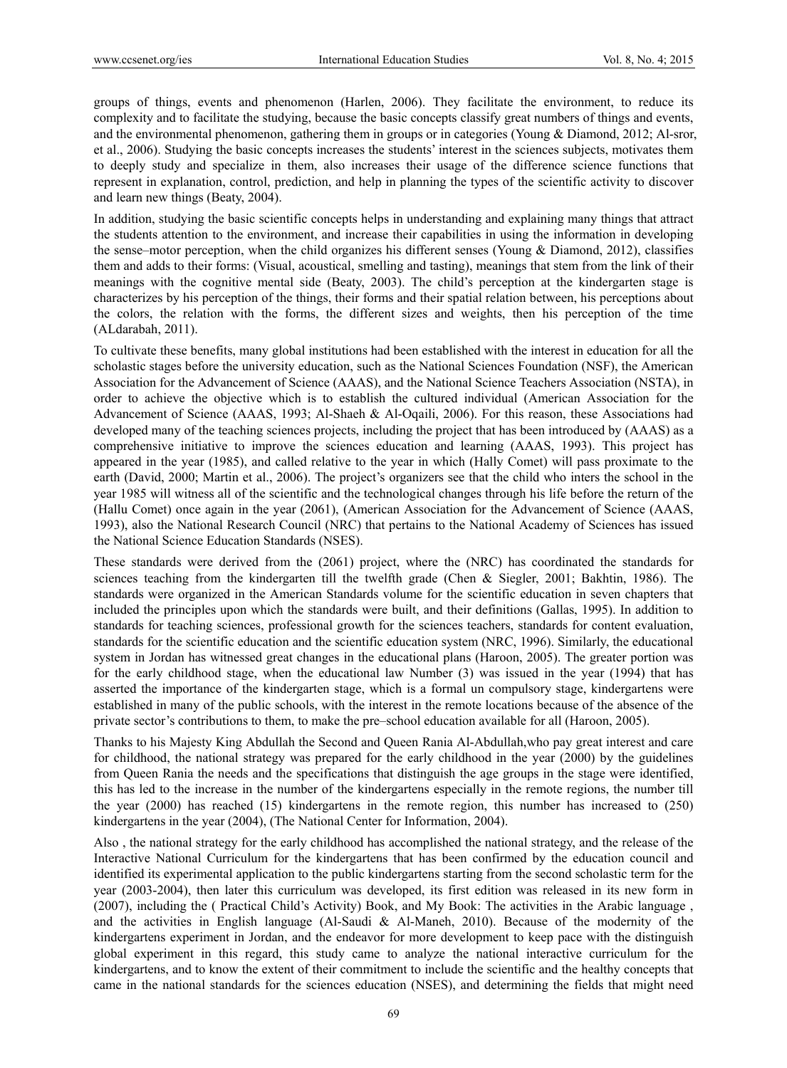groups of things, events and phenomenon (Harlen, 2006). They facilitate the environment, to reduce its complexity and to facilitate the studying, because the basic concepts classify great numbers of things and events, and the environmental phenomenon, gathering them in groups or in categories (Young & Diamond, 2012; Al-sror, et al., 2006). Studying the basic concepts increases the students' interest in the sciences subjects, motivates them to deeply study and specialize in them, also increases their usage of the difference science functions that represent in explanation, control, prediction, and help in planning the types of the scientific activity to discover and learn new things (Beaty, 2004).

In addition, studying the basic scientific concepts helps in understanding and explaining many things that attract the students attention to the environment, and increase their capabilities in using the information in developing the sense–motor perception, when the child organizes his different senses (Young & Diamond, 2012), classifies them and adds to their forms: (Visual, acoustical, smelling and tasting), meanings that stem from the link of their meanings with the cognitive mental side (Beaty, 2003). The child's perception at the kindergarten stage is characterizes by his perception of the things, their forms and their spatial relation between, his perceptions about the colors, the relation with the forms, the different sizes and weights, then his perception of the time (ALdarabah, 2011).

To cultivate these benefits, many global institutions had been established with the interest in education for all the scholastic stages before the university education, such as the National Sciences Foundation (NSF), the American Association for the Advancement of Science (AAAS), and the National Science Teachers Association (NSTA), in order to achieve the objective which is to establish the cultured individual (American Association for the Advancement of Science (AAAS, 1993; Al-Shaeh & Al-Oqaili, 2006). For this reason, these Associations had developed many of the teaching sciences projects, including the project that has been introduced by (AAAS) as a comprehensive initiative to improve the sciences education and learning (AAAS, 1993). This project has appeared in the year (1985), and called relative to the year in which (Hally Comet) will pass proximate to the earth (David, 2000; Martin et al., 2006). The project's organizers see that the child who inters the school in the year 1985 will witness all of the scientific and the technological changes through his life before the return of the (Hallu Comet) once again in the year (2061), (American Association for the Advancement of Science (AAAS, 1993), also the National Research Council (NRC) that pertains to the National Academy of Sciences has issued the National Science Education Standards (NSES).

These standards were derived from the (2061) project, where the (NRC) has coordinated the standards for sciences teaching from the kindergarten till the twelfth grade (Chen & Siegler, 2001; Bakhtin, 1986). The standards were organized in the American Standards volume for the scientific education in seven chapters that included the principles upon which the standards were built, and their definitions (Gallas, 1995). In addition to standards for teaching sciences, professional growth for the sciences teachers, standards for content evaluation, standards for the scientific education and the scientific education system (NRC, 1996). Similarly, the educational system in Jordan has witnessed great changes in the educational plans (Haroon, 2005). The greater portion was for the early childhood stage, when the educational law Number (3) was issued in the year (1994) that has asserted the importance of the kindergarten stage, which is a formal un compulsory stage, kindergartens were established in many of the public schools, with the interest in the remote locations because of the absence of the private sector's contributions to them, to make the pre–school education available for all (Haroon, 2005).

Thanks to his Majesty King Abdullah the Second and Queen Rania Al-Abdullah,who pay great interest and care for childhood, the national strategy was prepared for the early childhood in the year (2000) by the guidelines from Queen Rania the needs and the specifications that distinguish the age groups in the stage were identified, this has led to the increase in the number of the kindergartens especially in the remote regions, the number till the year (2000) has reached (15) kindergartens in the remote region, this number has increased to (250) kindergartens in the year (2004), (The National Center for Information, 2004).

Also , the national strategy for the early childhood has accomplished the national strategy, and the release of the Interactive National Curriculum for the kindergartens that has been confirmed by the education council and identified its experimental application to the public kindergartens starting from the second scholastic term for the year (2003-2004), then later this curriculum was developed, its first edition was released in its new form in (2007), including the ( Practical Child's Activity) Book, and My Book: The activities in the Arabic language , and the activities in English language (Al-Saudi & Al-Maneh, 2010). Because of the modernity of the kindergartens experiment in Jordan, and the endeavor for more development to keep pace with the distinguish global experiment in this regard, this study came to analyze the national interactive curriculum for the kindergartens, and to know the extent of their commitment to include the scientific and the healthy concepts that came in the national standards for the sciences education (NSES), and determining the fields that might need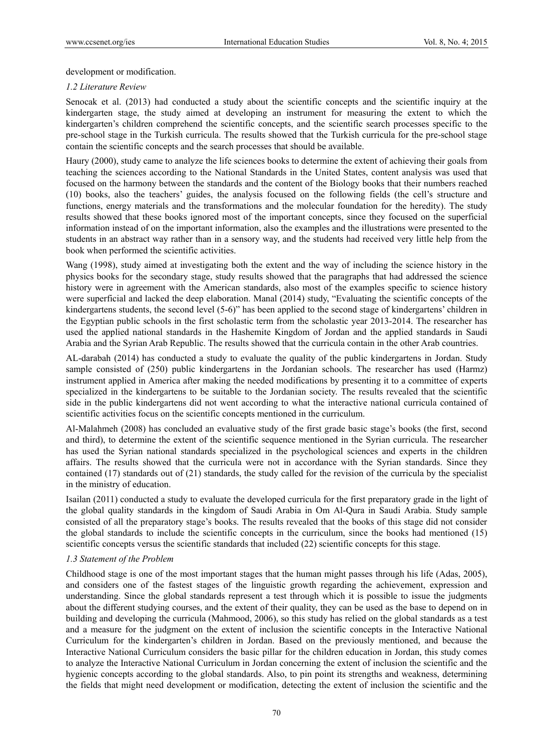development or modification.

### *1.2 Literature Review*

Senocak et al. (2013) had conducted a study about the scientific concepts and the scientific inquiry at the kindergarten stage, the study aimed at developing an instrument for measuring the extent to which the kindergarten's children comprehend the scientific concepts, and the scientific search processes specific to the pre-school stage in the Turkish curricula. The results showed that the Turkish curricula for the pre-school stage contain the scientific concepts and the search processes that should be available.

Haury (2000), study came to analyze the life sciences books to determine the extent of achieving their goals from teaching the sciences according to the National Standards in the United States, content analysis was used that focused on the harmony between the standards and the content of the Biology books that their numbers reached (10) books, also the teachers' guides, the analysis focused on the following fields (the cell's structure and functions, energy materials and the transformations and the molecular foundation for the heredity). The study results showed that these books ignored most of the important concepts, since they focused on the superficial information instead of on the important information, also the examples and the illustrations were presented to the students in an abstract way rather than in a sensory way, and the students had received very little help from the book when performed the scientific activities.

Wang (1998), study aimed at investigating both the extent and the way of including the science history in the physics books for the secondary stage, study results showed that the paragraphs that had addressed the science history were in agreement with the American standards, also most of the examples specific to science history were superficial and lacked the deep elaboration. Manal (2014) study, "Evaluating the scientific concepts of the kindergartens students, the second level (5-6)" has been applied to the second stage of kindergartens' children in the Egyptian public schools in the first scholastic term from the scholastic year 2013-2014. The researcher has used the applied national standards in the Hashemite Kingdom of Jordan and the applied standards in Saudi Arabia and the Syrian Arab Republic. The results showed that the curricula contain in the other Arab countries.

AL-darabah (2014) has conducted a study to evaluate the quality of the public kindergartens in Jordan. Study sample consisted of (250) public kindergartens in the Jordanian schools. The researcher has used (Harmz) instrument applied in America after making the needed modifications by presenting it to a committee of experts specialized in the kindergartens to be suitable to the Jordanian society. The results revealed that the scientific side in the public kindergartens did not went according to what the interactive national curricula contained of scientific activities focus on the scientific concepts mentioned in the curriculum.

Al-Malahmeh (2008) has concluded an evaluative study of the first grade basic stage's books (the first, second and third), to determine the extent of the scientific sequence mentioned in the Syrian curricula. The researcher has used the Syrian national standards specialized in the psychological sciences and experts in the children affairs. The results showed that the curricula were not in accordance with the Syrian standards. Since they contained (17) standards out of (21) standards, the study called for the revision of the curricula by the specialist in the ministry of education.

Isailan (2011) conducted a study to evaluate the developed curricula for the first preparatory grade in the light of the global quality standards in the kingdom of Saudi Arabia in Om Al-Qura in Saudi Arabia. Study sample consisted of all the preparatory stage's books. The results revealed that the books of this stage did not consider the global standards to include the scientific concepts in the curriculum, since the books had mentioned (15) scientific concepts versus the scientific standards that included (22) scientific concepts for this stage.

### *1.3 Statement of the Problem*

Childhood stage is one of the most important stages that the human might passes through his life (Adas, 2005), and considers one of the fastest stages of the linguistic growth regarding the achievement, expression and understanding. Since the global standards represent a test through which it is possible to issue the judgments about the different studying courses, and the extent of their quality, they can be used as the base to depend on in building and developing the curricula (Mahmood, 2006), so this study has relied on the global standards as a test and a measure for the judgment on the extent of inclusion the scientific concepts in the Interactive National Curriculum for the kindergarten's children in Jordan. Based on the previously mentioned, and because the Interactive National Curriculum considers the basic pillar for the children education in Jordan, this study comes to analyze the Interactive National Curriculum in Jordan concerning the extent of inclusion the scientific and the hygienic concepts according to the global standards. Also, to pin point its strengths and weakness, determining the fields that might need development or modification, detecting the extent of inclusion the scientific and the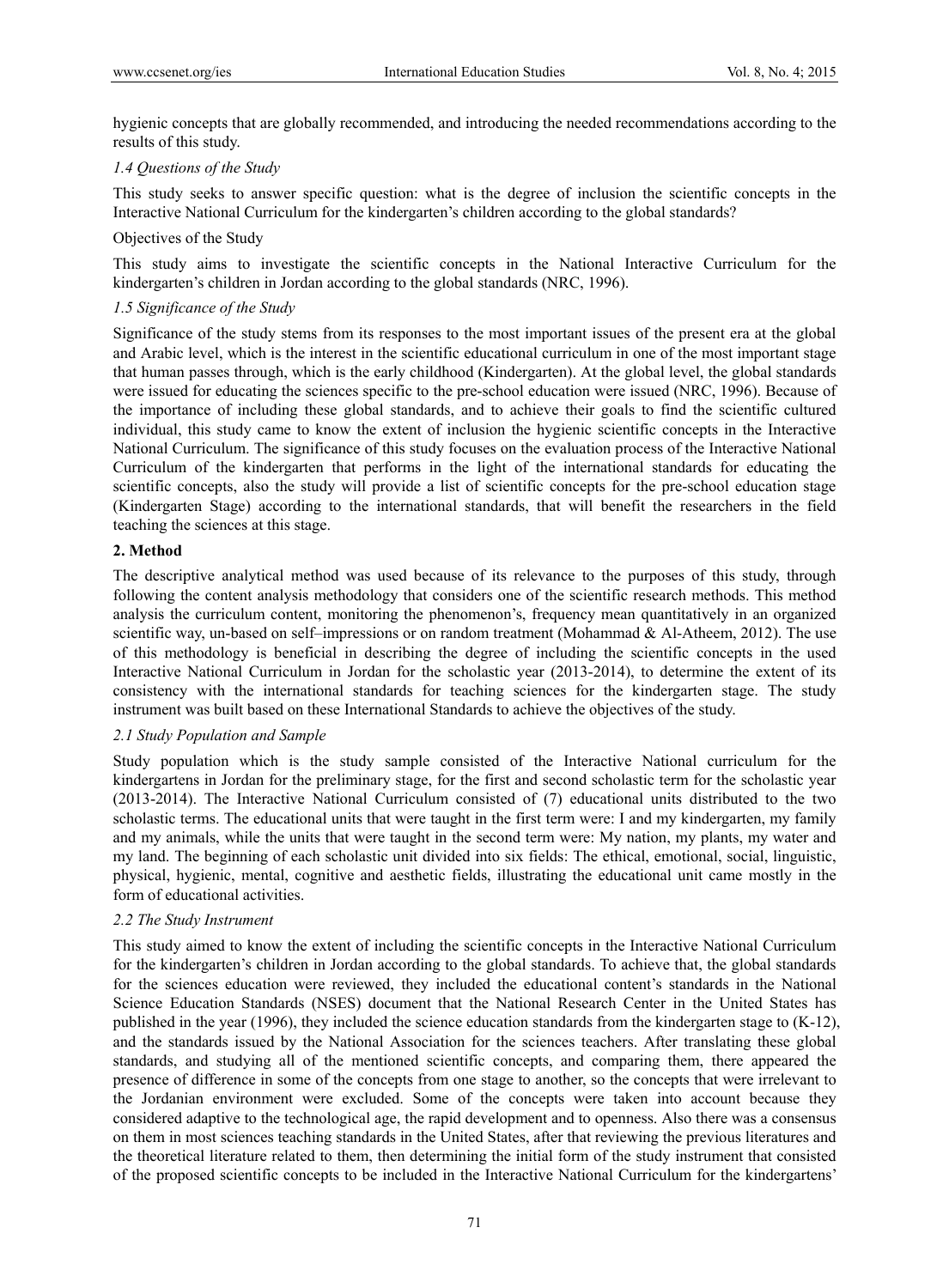hygienic concepts that are globally recommended, and introducing the needed recommendations according to the results of this study.

### *1.4 Questions of the Study*

This study seeks to answer specific question: what is the degree of inclusion the scientific concepts in the Interactive National Curriculum for the kindergarten's children according to the global standards?

Objectives of the Study

This study aims to investigate the scientific concepts in the National Interactive Curriculum for the kindergarten's children in Jordan according to the global standards (NRC, 1996).

### *1.5 Significance of the Study*

Significance of the study stems from its responses to the most important issues of the present era at the global and Arabic level, which is the interest in the scientific educational curriculum in one of the most important stage that human passes through, which is the early childhood (Kindergarten). At the global level, the global standards were issued for educating the sciences specific to the pre-school education were issued (NRC, 1996). Because of the importance of including these global standards, and to achieve their goals to find the scientific cultured individual, this study came to know the extent of inclusion the hygienic scientific concepts in the Interactive National Curriculum. The significance of this study focuses on the evaluation process of the Interactive National Curriculum of the kindergarten that performs in the light of the international standards for educating the scientific concepts, also the study will provide a list of scientific concepts for the pre-school education stage (Kindergarten Stage) according to the international standards, that will benefit the researchers in the field teaching the sciences at this stage.

## **2. Method**

The descriptive analytical method was used because of its relevance to the purposes of this study, through following the content analysis methodology that considers one of the scientific research methods. This method analysis the curriculum content, monitoring the phenomenon's, frequency mean quantitatively in an organized scientific way, un-based on self–impressions or on random treatment (Mohammad & Al-Atheem, 2012). The use of this methodology is beneficial in describing the degree of including the scientific concepts in the used Interactive National Curriculum in Jordan for the scholastic year (2013-2014), to determine the extent of its consistency with the international standards for teaching sciences for the kindergarten stage. The study instrument was built based on these International Standards to achieve the objectives of the study.

### *2.1 Study Population and Sample*

Study population which is the study sample consisted of the Interactive National curriculum for the kindergartens in Jordan for the preliminary stage, for the first and second scholastic term for the scholastic year (2013-2014). The Interactive National Curriculum consisted of (7) educational units distributed to the two scholastic terms. The educational units that were taught in the first term were: I and my kindergarten, my family and my animals, while the units that were taught in the second term were: My nation, my plants, my water and my land. The beginning of each scholastic unit divided into six fields: The ethical, emotional, social, linguistic, physical, hygienic, mental, cognitive and aesthetic fields, illustrating the educational unit came mostly in the form of educational activities.

### *2.2 The Study Instrument*

This study aimed to know the extent of including the scientific concepts in the Interactive National Curriculum for the kindergarten's children in Jordan according to the global standards. To achieve that, the global standards for the sciences education were reviewed, they included the educational content's standards in the National Science Education Standards (NSES) document that the National Research Center in the United States has published in the year (1996), they included the science education standards from the kindergarten stage to (K-12), and the standards issued by the National Association for the sciences teachers. After translating these global standards, and studying all of the mentioned scientific concepts, and comparing them, there appeared the presence of difference in some of the concepts from one stage to another, so the concepts that were irrelevant to the Jordanian environment were excluded. Some of the concepts were taken into account because they considered adaptive to the technological age, the rapid development and to openness. Also there was a consensus on them in most sciences teaching standards in the United States, after that reviewing the previous literatures and the theoretical literature related to them, then determining the initial form of the study instrument that consisted of the proposed scientific concepts to be included in the Interactive National Curriculum for the kindergartens'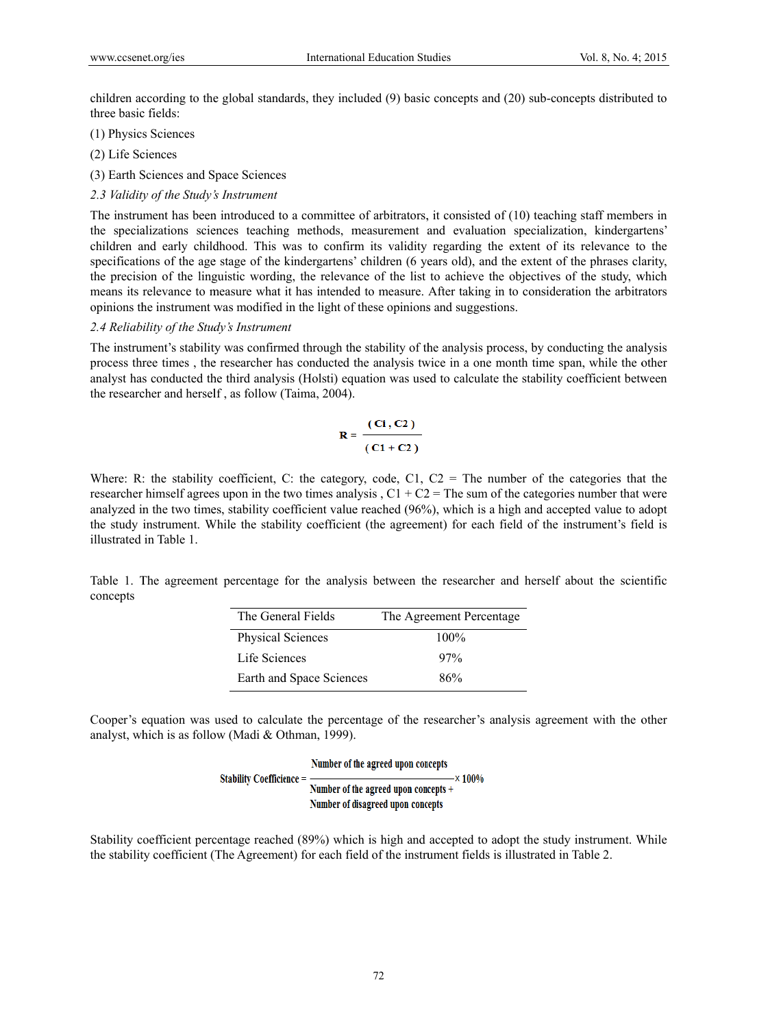children according to the global standards, they included (9) basic concepts and (20) sub-concepts distributed to three basic fields:

(1) Physics Sciences

(2) Life Sciences

(3) Earth Sciences and Space Sciences

### *2.3 Validity of the Study's Instrument*

The instrument has been introduced to a committee of arbitrators, it consisted of (10) teaching staff members in the specializations sciences teaching methods, measurement and evaluation specialization, kindergartens' children and early childhood. This was to confirm its validity regarding the extent of its relevance to the specifications of the age stage of the kindergartens' children (6 years old), and the extent of the phrases clarity, the precision of the linguistic wording, the relevance of the list to achieve the objectives of the study, which means its relevance to measure what it has intended to measure. After taking in to consideration the arbitrators opinions the instrument was modified in the light of these opinions and suggestions.

### *2.4 Reliability of the Study's Instrument*

The instrument's stability was confirmed through the stability of the analysis process, by conducting the analysis process three times , the researcher has conducted the analysis twice in a one month time span, while the other analyst has conducted the third analysis (Holsti) equation was used to calculate the stability coefficient between the researcher and herself , as follow (Taima, 2004).

$$\mathbf{R} = \frac{(\mathbf{C1}, \mathbf{C2})}{(\mathbf{C1} + \mathbf{C2})}$$

Where: R: the stability coefficient, C: the category, code, C1, C2 = The number of the categories that the researcher himself agrees upon in the two times analysis , C1 + C2 = The sum of the categories number that were analyzed in the two times, stability coefficient value reached (96%), which is a high and accepted value to adopt the study instrument. While the stability coefficient (the agreement) for each field of the instrument's field is illustrated in Table 1.

Table 1. The agreement percentage for the analysis between the researcher and herself about the scientific concepts

| The General Fields | The Agreement Percentage |
|---|---|
| Physical Sciences | 100% |
| Life Sciences | 97% |
| Earth and Space Sciences | 86% |

Cooper's equation was used to calculate the percentage of the researcher's analysis agreement with the other analyst, which is as follow (Madi & Othman, 1999).

$$\text{Stability Coefficience} = \frac{\text{Number of the agreed upon concepts}}{\text{Number of the agreed upon concepts} + \text{Number of disagreed upon concepts}} \times 100\%$$

Stability coefficient percentage reached (89%) which is high and accepted to adopt the study instrument. While the stability coefficient (The Agreement) for each field of the instrument fields is illustrated in Table 2.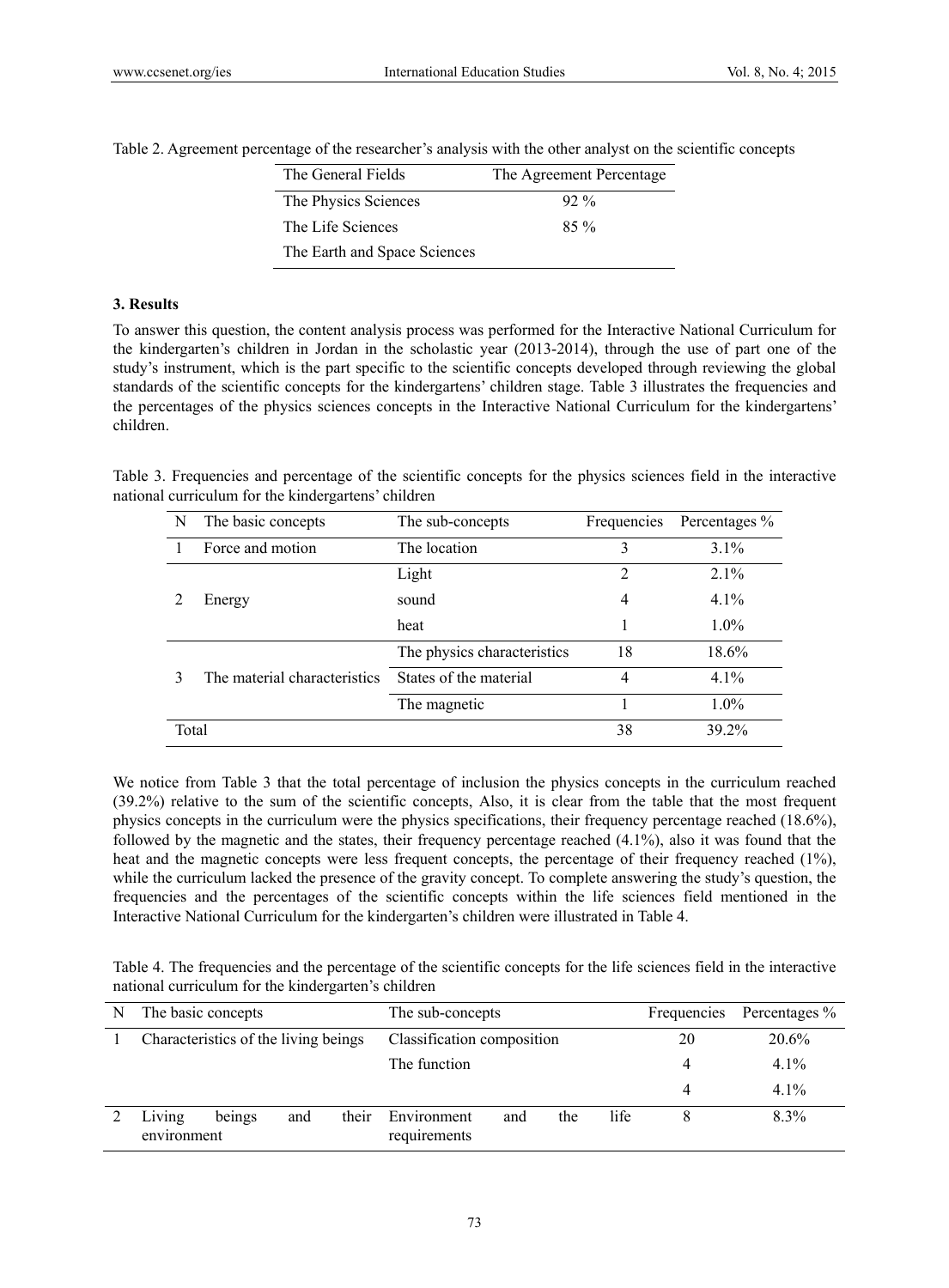Table 2. Agreement percentage of the researcher's analysis with the other analyst on the scientific concepts

| The General Fields | The Agreement Percentage |
|---|---|
| The Physics Sciences | 92 % |
| The Life Sciences | 85 % |
| The Earth and Space Sciences | |

### 3. Results

To answer this question, the content analysis process was performed for the Interactive National Curriculum for the kindergarten's children in Jordan in the scholastic year (2013-2014), through the use of part one of the study's instrument, which is the part specific to the scientific concepts developed through reviewing the global standards of the scientific concepts for the kindergartens' children stage. Table 3 illustrates the frequencies and the percentages of the physics sciences concepts in the Interactive National Curriculum for the kindergartens' children.

Table 3. Frequencies and percentage of the scientific concepts for the physics sciences field in the interactive national curriculum for the kindergartens' children

| N | The basic concepts | The sub-concepts | Frequencies | Percentages % |
|---|---|---|---|---|
| 1 | Force and motion | The location | 3 | 3.1% |
| 2 | Energy | Light | 2 | 2.1% |
| | | sound | 4 | 4.1% |
| | | heat | 1 | 1.0% |
| 3 | The material characteristics | The physics characteristics | 18 | 18.6% |
| | | States of the material | 4 | 4.1% |
| | | The magnetic | 1 | 1.0% |
| Total | | | 38 | 39.2% |

We notice from Table 3 that the total percentage of inclusion the physics concepts in the curriculum reached (39.2%) relative to the sum of the scientific concepts, Also, it is clear from the table that the most frequent physics concepts in the curriculum were the physics specifications, their frequency percentage reached (18.6%), followed by the magnetic and the states, their frequency percentage reached (4.1%), also it was found that the heat and the magnetic concepts were less frequent concepts, the percentage of their frequency reached (1%), while the curriculum lacked the presence of the gravity concept. To complete answering the study's question, the frequencies and the percentages of the scientific concepts within the life sciences field mentioned in the Interactive National Curriculum for the kindergarten's children were illustrated in Table 4.

Table 4. The frequencies and the percentage of the scientific concepts for the life sciences field in the interactive national curriculum for the kindergarten's children

| N | The basic concepts | The sub-concepts | Frequencies | Percentages % |
|---|---|---|---|---|
| 1 | Characteristics of the living beings | Classification composition | 20 | 20.6% |
| | | The function | 4 | 4.1% |
| | | | 4 | 4.1% |
| 2 | Living beings and their environment | Environment and the life requirements | 8 | 8.3% |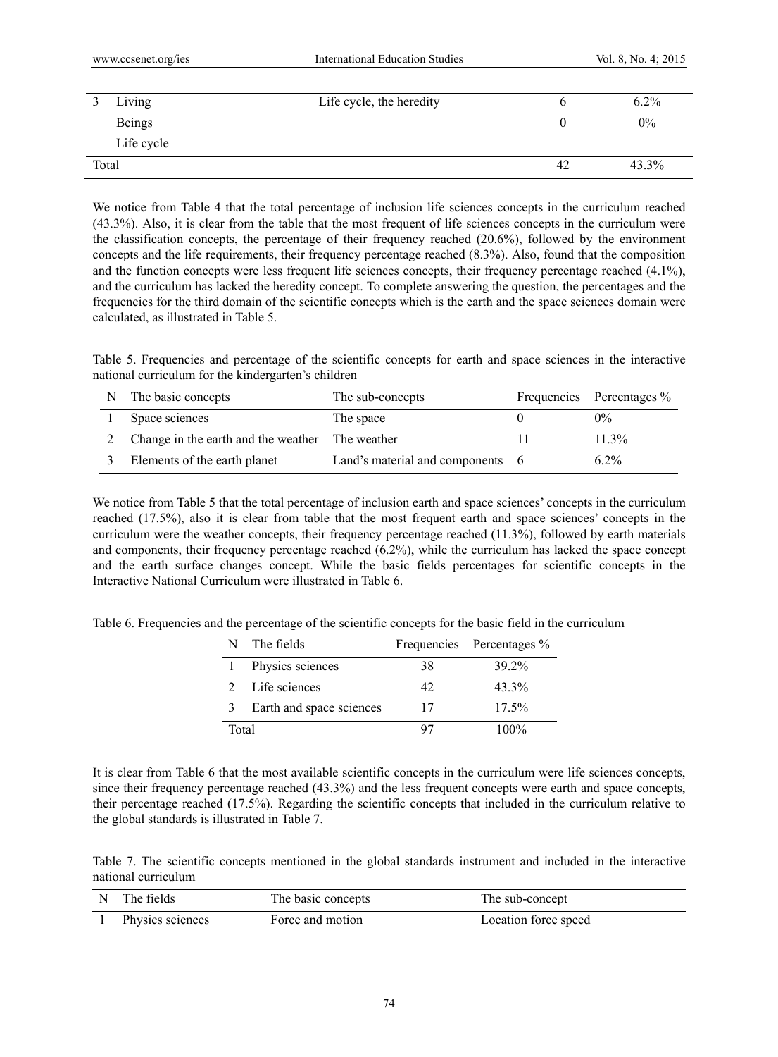| 3 | Living | Life cycle, the heredity | 6 | 6.2% |
|---|---|---|---|---|
| | Beings | | 0 | 0% |
| | Life cycle | | | |
| Total | | | 42 | 43.3% |

We notice from Table 4 that the total percentage of inclusion life sciences concepts in the curriculum reached (43.3%). Also, it is clear from the table that the most frequent of life sciences concepts in the curriculum were the classification concepts, the percentage of their frequency reached (20.6%), followed by the environment concepts and the life requirements, their frequency percentage reached (8.3%). Also, found that the composition and the function concepts were less frequent life sciences concepts, their frequency percentage reached (4.1%), and the curriculum has lacked the heredity concept. To complete answering the question, the percentages and the frequencies for the third domain of the scientific concepts which is the earth and the space sciences domain were calculated, as illustrated in Table 5.

Table 5. Frequencies and percentage of the scientific concepts for earth and space sciences in the interactive national curriculum for the kindergarten's children

| N | The basic concepts | The sub-concepts | Frequencies | Percentages % |
|---|---|---|---|---|
| 1 | Space sciences | The space | 0 | 0% |
| 2 | Change in the earth and the weather | The weather | 11 | 11.3% |
| 3 | Elements of the earth planet | Land's material and components | 6 | 6.2% |

We notice from Table 5 that the total percentage of inclusion earth and space sciences' concepts in the curriculum reached (17.5%), also it is clear from table that the most frequent earth and space sciences' concepts in the curriculum were the weather concepts, their frequency percentage reached (11.3%), followed by earth materials and components, their frequency percentage reached (6.2%), while the curriculum has lacked the space concept and the earth surface changes concept. While the basic fields percentages for scientific concepts in the Interactive National Curriculum were illustrated in Table 6.

Table 6. Frequencies and the percentage of the scientific concepts for the basic field in the curriculum

| N | The fields | Frequencies | Percentages % |
|---|---|---|---|
| 1 | Physics sciences | 38 | 39.2% |
| 2 | Life sciences | 42 | 43.3% |
| 3 | Earth and space sciences | 17 | 17.5% |
| Total | | 97 | 100% |

It is clear from Table 6 that the most available scientific concepts in the curriculum were life sciences concepts, since their frequency percentage reached (43.3%) and the less frequent concepts were earth and space concepts, their percentage reached (17.5%). Regarding the scientific concepts that included in the curriculum relative to the global standards is illustrated in Table 7.

Table 7. The scientific concepts mentioned in the global standards instrument and included in the interactive national curriculum

| N | The fields | The basic concepts | The sub-concept |
|---|---|---|---|
| 1 | Physics sciences | Force and motion | Location force speed |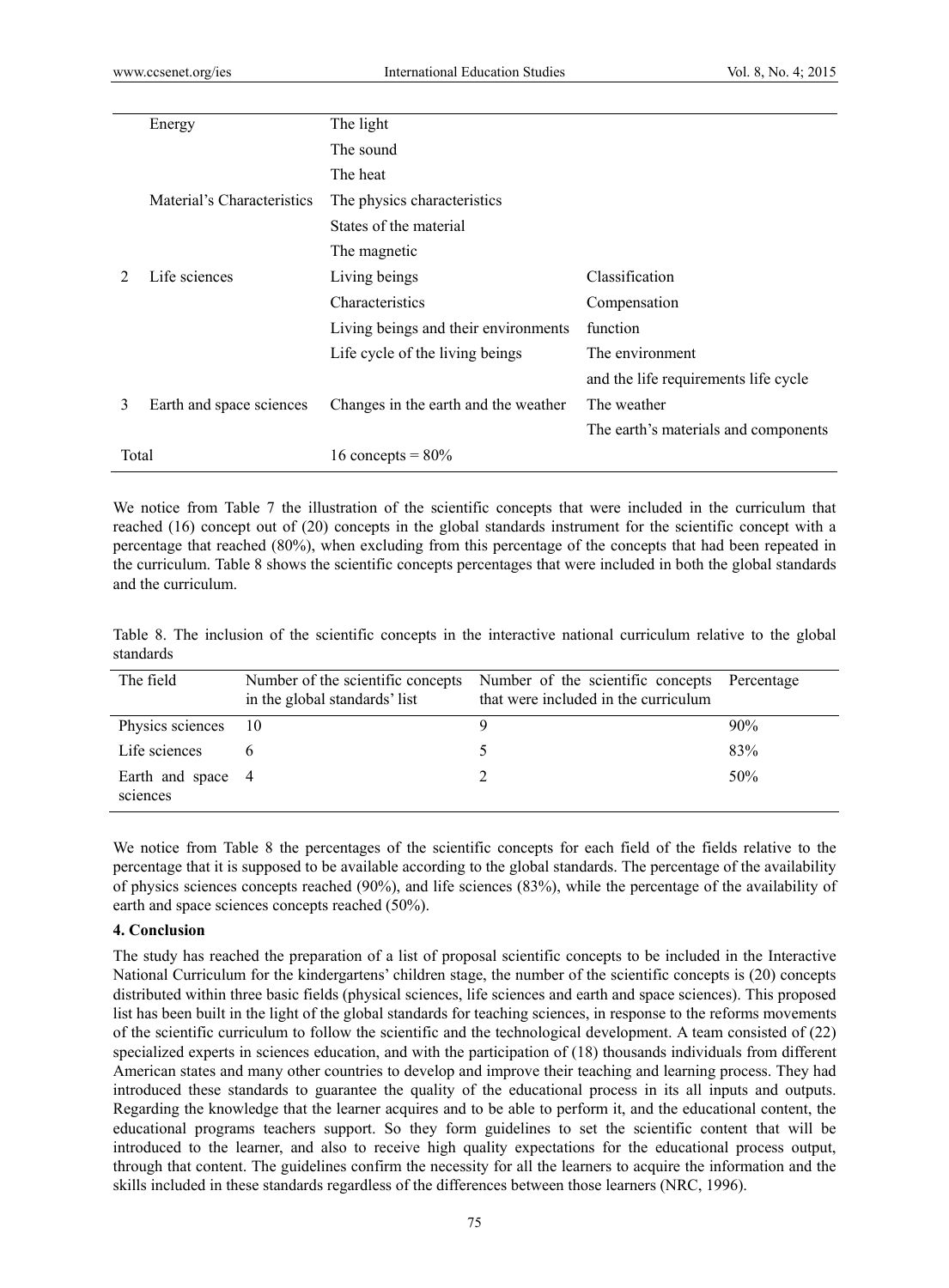| | | | |
|---|---|---|---|
| | Energy | The light | |
| | | The sound | |
| | | The heat | |
| | Material's Characteristics | The physics characteristics | |
| | | States of the material | |
| | | The magnetic | |
| 2 | Life sciences | Living beings | Classification |
| | | Characteristics | Compensation |
| | | Living beings and their environments | function |
| | | Life cycle of the living beings | The environment |
| | | | and the life requirements life cycle |
| 3 | Earth and space sciences | Changes in the earth and the weather | The weather |
| | | | The earth's materials and components |
| Total | | 16 concepts = 80% | |

We notice from Table 7 the illustration of the scientific concepts that were included in the curriculum that reached (16) concept out of (20) concepts in the global standards instrument for the scientific concept with a percentage that reached (80%), when excluding from this percentage of the concepts that had been repeated in the curriculum. Table 8 shows the scientific concepts percentages that were included in both the global standards and the curriculum.

Table 8. The inclusion of the scientific concepts in the interactive national curriculum relative to the global standards

| The field | Number of the scientific concepts in the global standards' list | Number of the scientific concepts that were included in the curriculum | Percentage |
|---|---|---|---|
| Physics sciences | 10 | 9 | 90% |
| Life sciences | 6 | 5 | 83% |
| Earth and space sciences | 4 | 2 | 50% |

We notice from Table 8 the percentages of the scientific concepts for each field of the fields relative to the percentage that it is supposed to be available according to the global standards. The percentage of the availability of physics sciences concepts reached (90%), and life sciences (83%), while the percentage of the availability of earth and space sciences concepts reached (50%).

## 4. Conclusion

The study has reached the preparation of a list of proposal scientific concepts to be included in the Interactive National Curriculum for the kindergartens' children stage, the number of the scientific concepts is (20) concepts distributed within three basic fields (physical sciences, life sciences and earth and space sciences). This proposed list has been built in the light of the global standards for teaching sciences, in response to the reforms movements of the scientific curriculum to follow the scientific and the technological development. A team consisted of (22) specialized experts in sciences education, and with the participation of (18) thousands individuals from different American states and many other countries to develop and improve their teaching and learning process. They had introduced these standards to guarantee the quality of the educational process in its all inputs and outputs. Regarding the knowledge that the learner acquires and to be able to perform it, and the educational content, the educational programs teachers support. So they form guidelines to set the scientific content that will be introduced to the learner, and also to receive high quality expectations for the educational process output, through that content. The guidelines confirm the necessity for all the learners to acquire the information and the skills included in these standards regardless of the differences between those learners (NRC, 1996).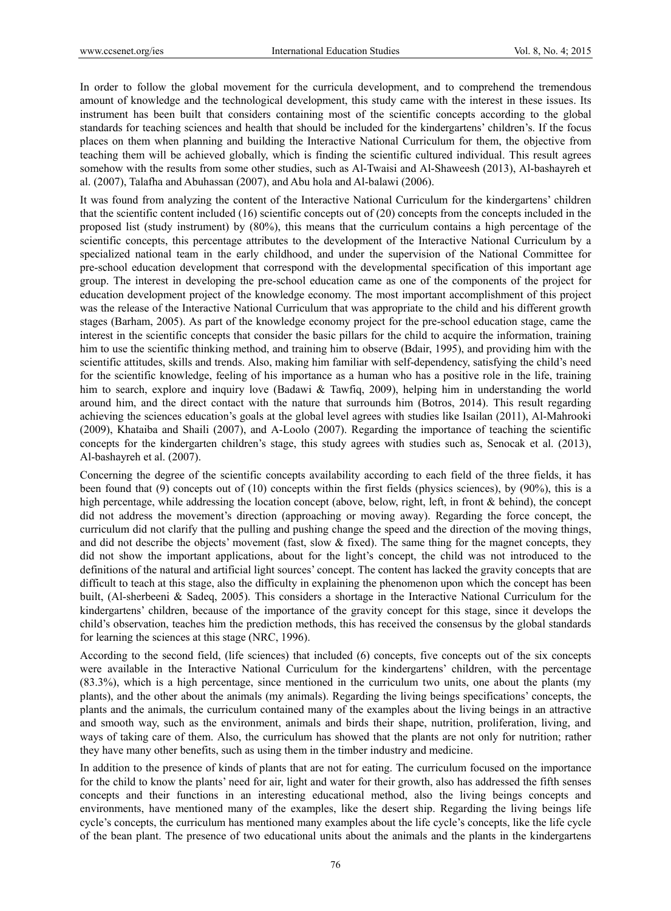In order to follow the global movement for the curricula development, and to comprehend the tremendous amount of knowledge and the technological development, this study came with the interest in these issues. Its instrument has been built that considers containing most of the scientific concepts according to the global standards for teaching sciences and health that should be included for the kindergartens' children's. If the focus places on them when planning and building the Interactive National Curriculum for them, the objective from teaching them will be achieved globally, which is finding the scientific cultured individual. This result agrees somehow with the results from some other studies, such as Al-Twaisi and Al-Shaweesh (2013), Al-bashayreh et al. (2007), Talafha and Abuhassan (2007), and Abu hola and Al-balawi (2006).

It was found from analyzing the content of the Interactive National Curriculum for the kindergartens' children that the scientific content included (16) scientific concepts out of (20) concepts from the concepts included in the proposed list (study instrument) by (80%), this means that the curriculum contains a high percentage of the scientific concepts, this percentage attributes to the development of the Interactive National Curriculum by a specialized national team in the early childhood, and under the supervision of the National Committee for pre-school education development that correspond with the developmental specification of this important age group. The interest in developing the pre-school education came as one of the components of the project for education development project of the knowledge economy. The most important accomplishment of this project was the release of the Interactive National Curriculum that was appropriate to the child and his different growth stages (Barham, 2005). As part of the knowledge economy project for the pre-school education stage, came the interest in the scientific concepts that consider the basic pillars for the child to acquire the information, training him to use the scientific thinking method, and training him to observe (Bdair, 1995), and providing him with the scientific attitudes, skills and trends. Also, making him familiar with self-dependency, satisfying the child's need for the scientific knowledge, feeling of his importance as a human who has a positive role in the life, training him to search, explore and inquiry love (Badawi & Tawfiq, 2009), helping him in understanding the world around him, and the direct contact with the nature that surrounds him (Botros, 2014). This result regarding achieving the sciences education's goals at the global level agrees with studies like Isailan (2011), Al-Mahrooki (2009), Khataiba and Shaili (2007), and A-Loolo (2007). Regarding the importance of teaching the scientific concepts for the kindergarten children's stage, this study agrees with studies such as, Senocak et al. (2013), Al-bashayreh et al. (2007).

Concerning the degree of the scientific concepts availability according to each field of the three fields, it has been found that (9) concepts out of (10) concepts within the first fields (physics sciences), by (90%), this is a high percentage, while addressing the location concept (above, below, right, left, in front & behind), the concept did not address the movement's direction (approaching or moving away). Regarding the force concept, the curriculum did not clarify that the pulling and pushing change the speed and the direction of the moving things, and did not describe the objects' movement (fast, slow & fixed). The same thing for the magnet concepts, they did not show the important applications, about for the light's concept, the child was not introduced to the definitions of the natural and artificial light sources' concept. The content has lacked the gravity concepts that are difficult to teach at this stage, also the difficulty in explaining the phenomenon upon which the concept has been built, (Al-sherbeeni & Sadeq, 2005). This considers a shortage in the Interactive National Curriculum for the kindergartens' children, because of the importance of the gravity concept for this stage, since it develops the child's observation, teaches him the prediction methods, this has received the consensus by the global standards for learning the sciences at this stage (NRC, 1996).

According to the second field, (life sciences) that included (6) concepts, five concepts out of the six concepts were available in the Interactive National Curriculum for the kindergartens' children, with the percentage (83.3%), which is a high percentage, since mentioned in the curriculum two units, one about the plants (my plants), and the other about the animals (my animals). Regarding the living beings specifications' concepts, the plants and the animals, the curriculum contained many of the examples about the living beings in an attractive and smooth way, such as the environment, animals and birds their shape, nutrition, proliferation, living, and ways of taking care of them. Also, the curriculum has showed that the plants are not only for nutrition; rather they have many other benefits, such as using them in the timber industry and medicine.

In addition to the presence of kinds of plants that are not for eating. The curriculum focused on the importance for the child to know the plants' need for air, light and water for their growth, also has addressed the fifth senses concepts and their functions in an interesting educational method, also the living beings concepts and environments, have mentioned many of the examples, like the desert ship. Regarding the living beings life cycle's concepts, the curriculum has mentioned many examples about the life cycle's concepts, like the life cycle of the bean plant. The presence of two educational units about the animals and the plants in the kindergartens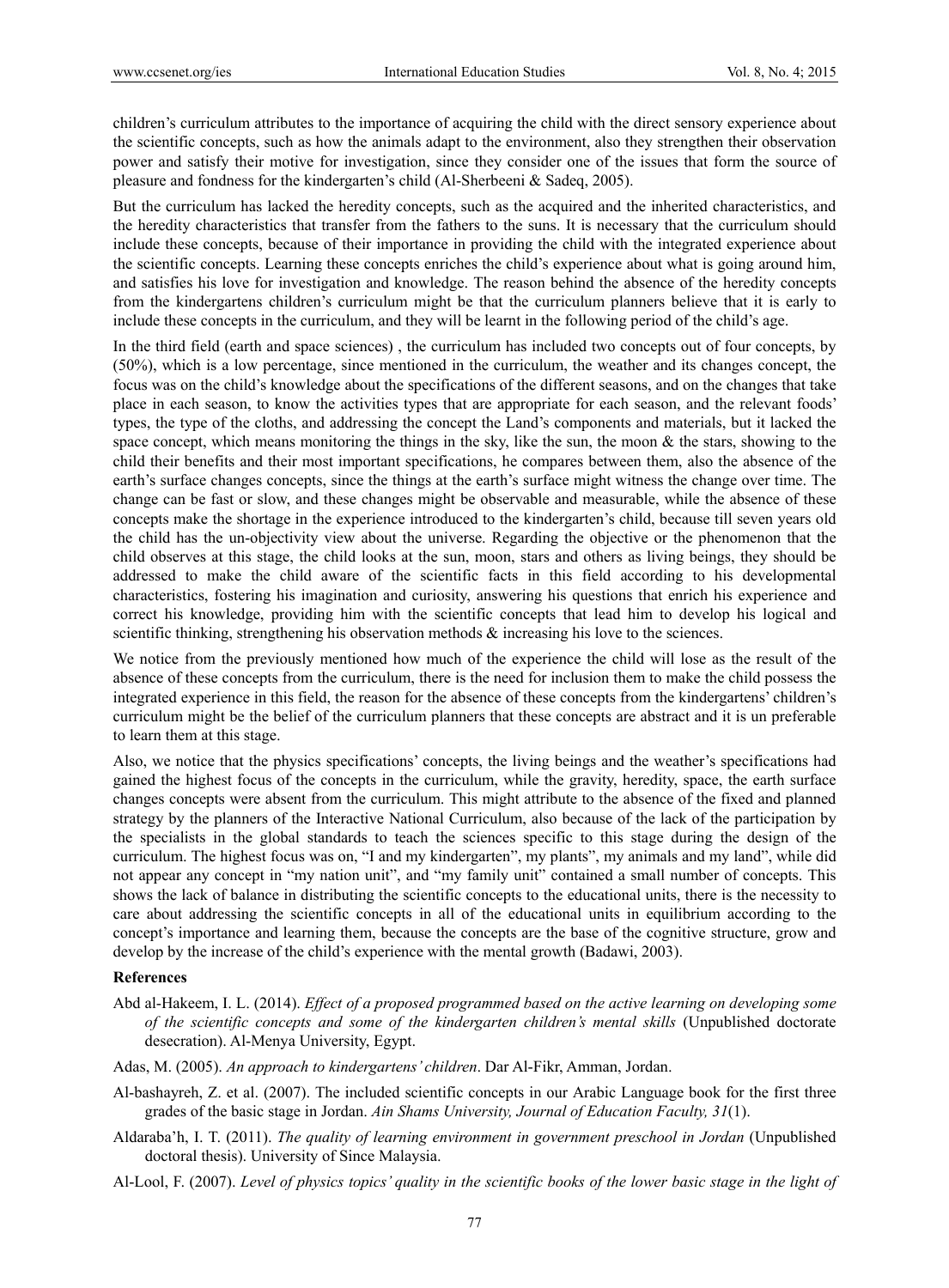children's curriculum attributes to the importance of acquiring the child with the direct sensory experience about the scientific concepts, such as how the animals adapt to the environment, also they strengthen their observation power and satisfy their motive for investigation, since they consider one of the issues that form the source of pleasure and fondness for the kindergarten's child (Al-Sherbeeni & Sadeq, 2005).

But the curriculum has lacked the heredity concepts, such as the acquired and the inherited characteristics, and the heredity characteristics that transfer from the fathers to the suns. It is necessary that the curriculum should include these concepts, because of their importance in providing the child with the integrated experience about the scientific concepts. Learning these concepts enriches the child's experience about what is going around him, and satisfies his love for investigation and knowledge. The reason behind the absence of the heredity concepts from the kindergartens children's curriculum might be that the curriculum planners believe that it is early to include these concepts in the curriculum, and they will be learnt in the following period of the child's age.

In the third field (earth and space sciences) , the curriculum has included two concepts out of four concepts, by (50%), which is a low percentage, since mentioned in the curriculum, the weather and its changes concept, the focus was on the child's knowledge about the specifications of the different seasons, and on the changes that take place in each season, to know the activities types that are appropriate for each season, and the relevant foods' types, the type of the cloths, and addressing the concept the Land's components and materials, but it lacked the space concept, which means monitoring the things in the sky, like the sun, the moon & the stars, showing to the child their benefits and their most important specifications, he compares between them, also the absence of the earth's surface changes concepts, since the things at the earth's surface might witness the change over time. The change can be fast or slow, and these changes might be observable and measurable, while the absence of these concepts make the shortage in the experience introduced to the kindergarten's child, because till seven years old the child has the un-objectivity view about the universe. Regarding the objective or the phenomenon that the child observes at this stage, the child looks at the sun, moon, stars and others as living beings, they should be addressed to make the child aware of the scientific facts in this field according to his developmental characteristics, fostering his imagination and curiosity, answering his questions that enrich his experience and correct his knowledge, providing him with the scientific concepts that lead him to develop his logical and scientific thinking, strengthening his observation methods & increasing his love to the sciences.

We notice from the previously mentioned how much of the experience the child will lose as the result of the absence of these concepts from the curriculum, there is the need for inclusion them to make the child possess the integrated experience in this field, the reason for the absence of these concepts from the kindergartens' children's curriculum might be the belief of the curriculum planners that these concepts are abstract and it is un preferable to learn them at this stage.

Also, we notice that the physics specifications' concepts, the living beings and the weather's specifications had gained the highest focus of the concepts in the curriculum, while the gravity, heredity, space, the earth surface changes concepts were absent from the curriculum. This might attribute to the absence of the fixed and planned strategy by the planners of the Interactive National Curriculum, also because of the lack of the participation by the specialists in the global standards to teach the sciences specific to this stage during the design of the curriculum. The highest focus was on, "I and my kindergarten", my plants", my animals and my land", while did not appear any concept in "my nation unit", and "my family unit" contained a small number of concepts. This shows the lack of balance in distributing the scientific concepts to the educational units, there is the necessity to care about addressing the scientific concepts in all of the educational units in equilibrium according to the concept's importance and learning them, because the concepts are the base of the cognitive structure, grow and develop by the increase of the child's experience with the mental growth (Badawi, 2003).

## References

Abd al-Hakeem, I. L. (2014). *Effect of a proposed programmed based on the active learning on developing some of the scientific concepts and some of the kindergarten children's mental skills* (Unpublished doctorate desecration). Al-Menya University, Egypt.

Adas, M. (2005). *An approach to kindergartens' children*. Dar Al-Fikr, Amman, Jordan.

Al-bashayreh, Z. et al. (2007). The included scientific concepts in our Arabic Language book for the first three grades of the basic stage in Jordan. *Ain Shams University, Journal of Education Faculty, 31*(1).

Aldaraba'h, I. T. (2011). *The quality of learning environment in government preschool in Jordan* (Unpublished doctoral thesis). University of Since Malaysia.

Al-Lool, F. (2007). *Level of physics topics' quality in the scientific books of the lower basic stage in the light of*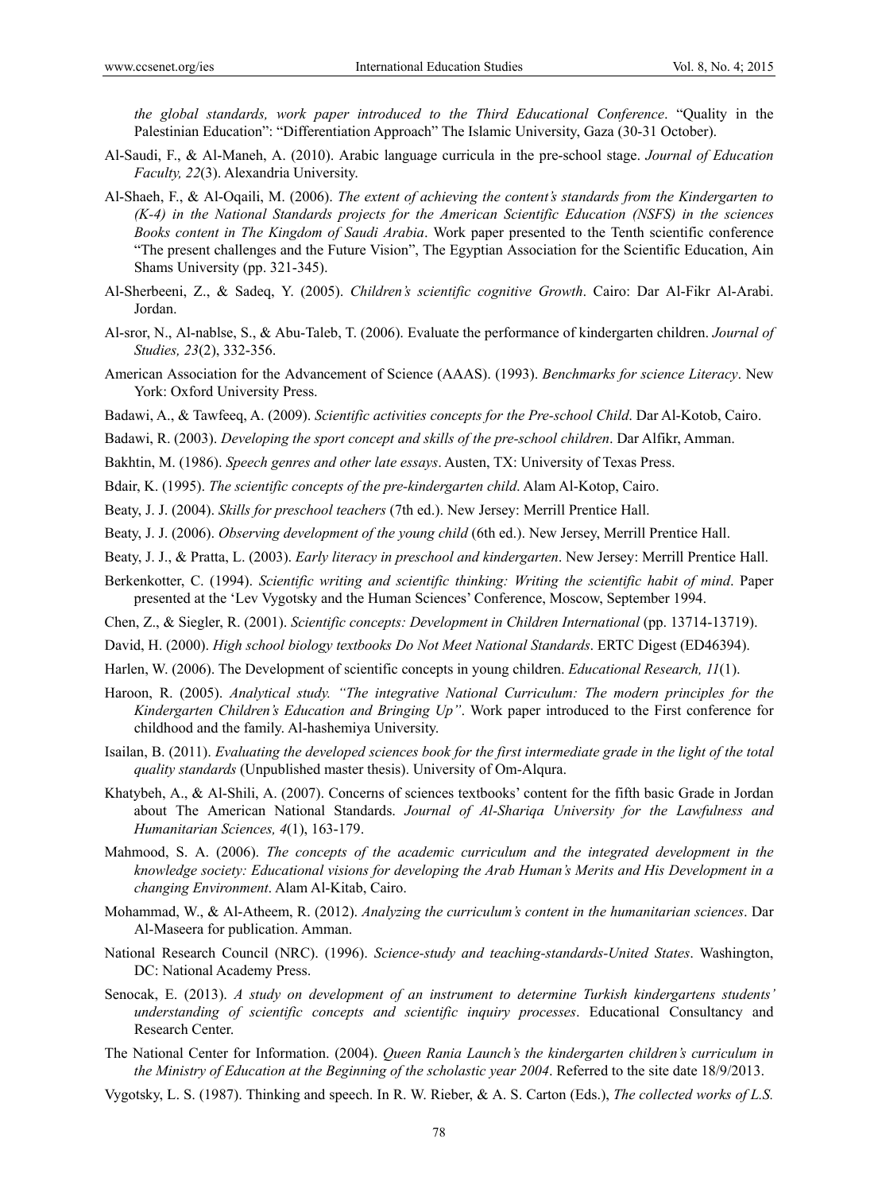*the global standards, work paper introduced to the Third Educational Conference*. "Quality in the Palestinian Education": "Differentiation Approach" The Islamic University, Gaza (30-31 October).

Al-Saudi, F., & Al-Maneh, A. (2010). Arabic language curricula in the pre-school stage. *Journal of Education Faculty, 22*(3). Alexandria University.

Al-Shaeh, F., & Al-Oqaili, M. (2006). *The extent of achieving the content's standards from the Kindergarten to (K-4) in the National Standards projects for the American Scientific Education (NSFS) in the sciences Books content in The Kingdom of Saudi Arabia*. Work paper presented to the Tenth scientific conference "The present challenges and the Future Vision", The Egyptian Association for the Scientific Education, Ain Shams University (pp. 321-345).

Al-Sherbeeni, Z., & Sadeq, Y. (2005). *Children's scientific cognitive Growth*. Cairo: Dar Al-Fikr Al-Arabi. Jordan.

Al-sror, N., Al-nablse, S., & Abu-Taleb, T. (2006). Evaluate the performance of kindergarten children. *Journal of Studies, 23*(2), 332-356.

American Association for the Advancement of Science (AAAS). (1993). *Benchmarks for science Literacy*. New York: Oxford University Press.

Badawi, A., & Tawfeeq, A. (2009). *Scientific activities concepts for the Pre-school Child*. Dar Al-Kotob, Cairo.

Badawi, R. (2003). *Developing the sport concept and skills of the pre-school children*. Dar Alfikr, Amman.

Bakhtin, M. (1986). *Speech genres and other late essays*. Austen, TX: University of Texas Press.

Bdair, K. (1995). *The scientific concepts of the pre-kindergarten child*. Alam Al-Kotop, Cairo.

Beaty, J. J. (2004). *Skills for preschool teachers* (7th ed.). New Jersey: Merrill Prentice Hall.

Beaty, J. J. (2006). *Observing development of the young child* (6th ed.). New Jersey, Merrill Prentice Hall.

Beaty, J. J., & Pratta, L. (2003). *Early literacy in preschool and kindergarten*. New Jersey: Merrill Prentice Hall.

Berkenkotter, C. (1994). *Scientific writing and scientific thinking: Writing the scientific habit of mind*. Paper presented at the 'Lev Vygotsky and the Human Sciences' Conference, Moscow, September 1994.

Chen, Z., & Siegler, R. (2001). *Scientific concepts: Development in Children International* (pp. 13714-13719).

David, H. (2000). *High school biology textbooks Do Not Meet National Standards*. ERTC Digest (ED46394).

Harlen, W. (2006). The Development of scientific concepts in young children. *Educational Research, 11*(1).

Haroon, R. (2005). *Analytical study. "The integrative National Curriculum: The modern principles for the Kindergarten Children's Education and Bringing Up"*. Work paper introduced to the First conference for childhood and the family. Al-hashemiya University.

Isailan, B. (2011). *Evaluating the developed sciences book for the first intermediate grade in the light of the total quality standards* (Unpublished master thesis). University of Om-Alqura.

Khatybeh, A., & Al-Shili, A. (2007). Concerns of sciences textbooks' content for the fifth basic Grade in Jordan about The American National Standards. *Journal of Al-Shariqa University for the Lawfulness and Humanitarian Sciences, 4*(1), 163-179.

Mahmood, S. A. (2006). *The concepts of the academic curriculum and the integrated development in the knowledge society: Educational visions for developing the Arab Human's Merits and His Development in a changing Environment*. Alam Al-Kitab, Cairo.

Mohammad, W., & Al-Atheem, R. (2012). *Analyzing the curriculum's content in the humanitarian sciences*. Dar Al-Maseera for publication. Amman.

National Research Council (NRC). (1996). *Science-study and teaching-standards-United States*. Washington, DC: National Academy Press.

Senocak, E. (2013). *A study on development of an instrument to determine Turkish kindergartens students' understanding of scientific concepts and scientific inquiry processes*. Educational Consultancy and Research Center.

The National Center for Information. (2004). *Queen Rania Launch's the kindergarten children's curriculum in the Ministry of Education at the Beginning of the scholastic year 2004*. Referred to the site date 18/9/2013.

Vygotsky, L. S. (1987). Thinking and speech. In R. W. Rieber, & A. S. Carton (Eds.), *The collected works of L.S.*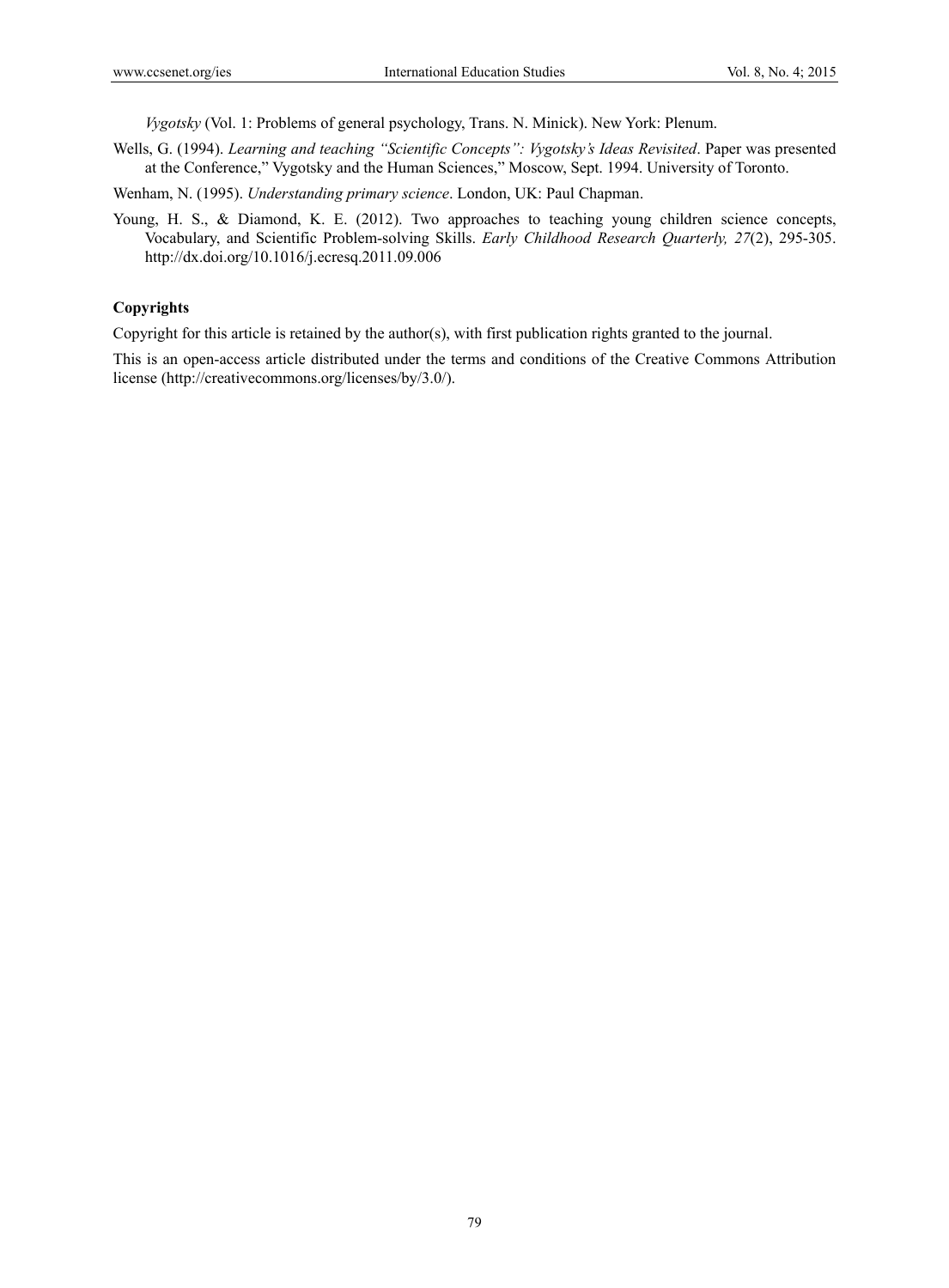*Vygotsky* (Vol. 1: Problems of general psychology, Trans. N. Minick). New York: Plenum.

Wells, G. (1994). *Learning and teaching "Scientific Concepts": Vygotsky's Ideas Revisited*. Paper was presented at the Conference," Vygotsky and the Human Sciences," Moscow, Sept. 1994. University of Toronto.

Wenham, N. (1995). *Understanding primary science*. London, UK: Paul Chapman.

Young, H. S., & Diamond, K. E. (2012). Two approaches to teaching young children science concepts, Vocabulary, and Scientific Problem-solving Skills. *Early Childhood Research Quarterly, 27*(2), 295-305. http://dx.doi.org/10.1016/j.ecresq.2011.09.006

**Copyrights**

Copyright for this article is retained by the author(s), with first publication rights granted to the journal.

This is an open-access article distributed under the terms and conditions of the Creative Commons Attribution license (http://creativecommons.org/licenses/by/3.0/).